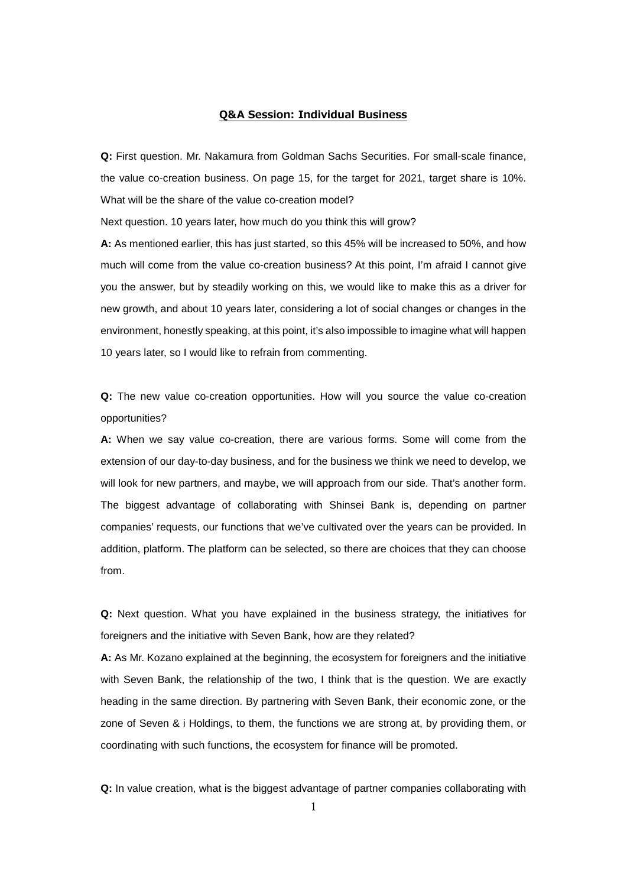## Q&A Session: Individual Business

**Q:** First question. Mr. Nakamura from Goldman Sachs Securities. For small-scale finance, the value co-creation business. On page 15, for the target for 2021, target share is 10%. What will be the share of the value co-creation model?

Next question. 10 years later, how much do you think this will grow?

**A:** As mentioned earlier, this has just started, so this 45% will be increased to 50%, and how much will come from the value co-creation business? At this point, I'm afraid I cannot give you the answer, but by steadily working on this, we would like to make this as a driver for new growth, and about 10 years later, considering a lot of social changes or changes in the environment, honestly speaking, at this point, it's also impossible to imagine what will happen 10 years later, so I would like to refrain from commenting.

**Q:** The new value co-creation opportunities. How will you source the value co-creation opportunities?

**A:** When we say value co-creation, there are various forms. Some will come from the extension of our day-to-day business, and for the business we think we need to develop, we will look for new partners, and maybe, we will approach from our side. That's another form. The biggest advantage of collaborating with Shinsei Bank is, depending on partner companies' requests, our functions that we've cultivated over the years can be provided. In addition, platform. The platform can be selected, so there are choices that they can choose from.

**Q:** Next question. What you have explained in the business strategy, the initiatives for foreigners and the initiative with Seven Bank, how are they related?

**A:** As Mr. Kozano explained at the beginning, the ecosystem for foreigners and the initiative with Seven Bank, the relationship of the two, I think that is the question. We are exactly heading in the same direction. By partnering with Seven Bank, their economic zone, or the zone of Seven & i Holdings, to them, the functions we are strong at, by providing them, or coordinating with such functions, the ecosystem for finance will be promoted.

**Q:** In value creation, what is the biggest advantage of partner companies collaborating with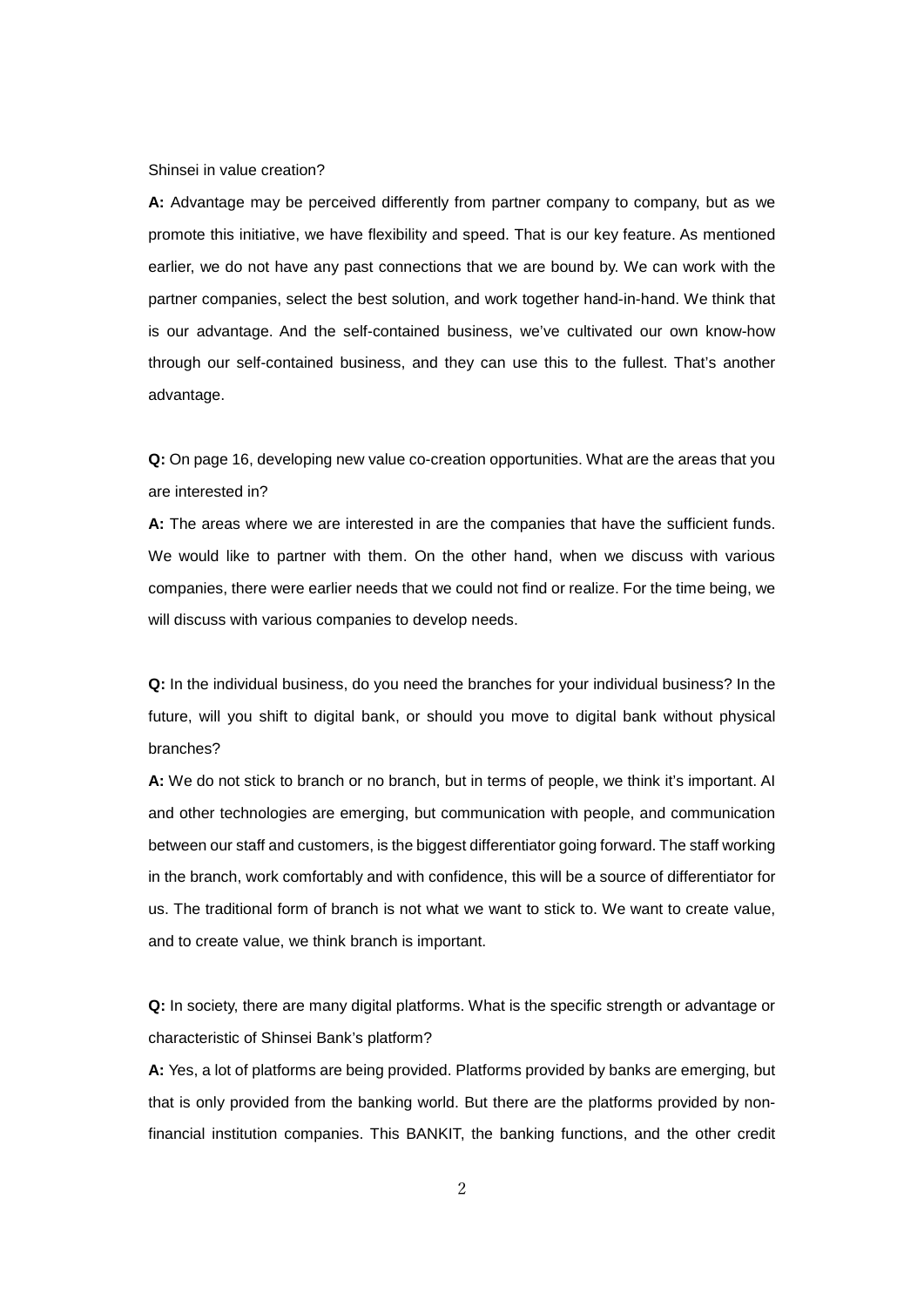Shinsei in value creation?

**A:** Advantage may be perceived differently from partner company to company, but as we promote this initiative, we have flexibility and speed. That is our key feature. As mentioned earlier, we do not have any past connections that we are bound by. We can work with the partner companies, select the best solution, and work together hand-in-hand. We think that is our advantage. And the self-contained business, we've cultivated our own know-how through our self-contained business, and they can use this to the fullest. That's another advantage.

**Q:** On page 16, developing new value co-creation opportunities. What are the areas that you are interested in?

**A:** The areas where we are interested in are the companies that have the sufficient funds. We would like to partner with them. On the other hand, when we discuss with various companies, there were earlier needs that we could not find or realize. For the time being, we will discuss with various companies to develop needs.

**Q:** In the individual business, do you need the branches for your individual business? In the future, will you shift to digital bank, or should you move to digital bank without physical branches?

**A:** We do not stick to branch or no branch, but in terms of people, we think it's important. AI and other technologies are emerging, but communication with people, and communication between our staff and customers, is the biggest differentiator going forward. The staff working in the branch, work comfortably and with confidence, this will be a source of differentiator for us. The traditional form of branch is not what we want to stick to. We want to create value, and to create value, we think branch is important.

**Q:** In society, there are many digital platforms. What is the specific strength or advantage or characteristic of Shinsei Bank's platform?

**A:** Yes, a lot of platforms are being provided. Platforms provided by banks are emerging, but that is only provided from the banking world. But there are the platforms provided by non-financial institution companies. This BANKIT, the banking functions, and the other credit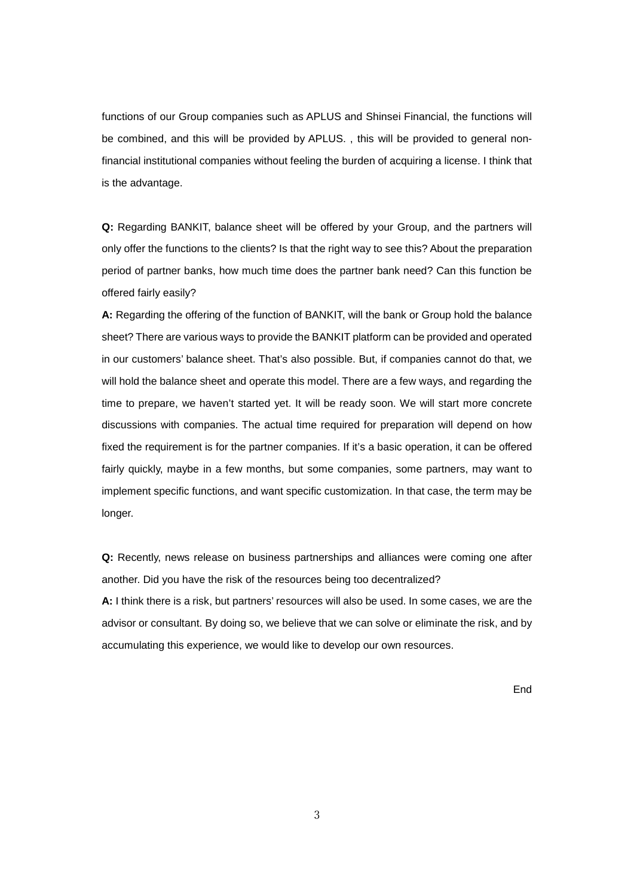functions of our Group companies such as APLUS and Shinsei Financial, the functions will be combined, and this will be provided by APLUS. , this will be provided to general non-financial institutional companies without feeling the burden of acquiring a license. I think that is the advantage.

**Q:** Regarding BANKIT, balance sheet will be offered by your Group, and the partners will only offer the functions to the clients? Is that the right way to see this? About the preparation period of partner banks, how much time does the partner bank need? Can this function be offered fairly easily?

**A:** Regarding the offering of the function of BANKIT, will the bank or Group hold the balance sheet? There are various ways to provide the BANKIT platform can be provided and operated in our customers' balance sheet. That's also possible. But, if companies cannot do that, we will hold the balance sheet and operate this model. There are a few ways, and regarding the time to prepare, we haven't started yet. It will be ready soon. We will start more concrete discussions with companies. The actual time required for preparation will depend on how fixed the requirement is for the partner companies. If it's a basic operation, it can be offered fairly quickly, maybe in a few months, but some companies, some partners, may want to implement specific functions, and want specific customization. In that case, the term may be longer.

**Q:** Recently, news release on business partnerships and alliances were coming one after another. Did you have the risk of the resources being too decentralized?

**A:** I think there is a risk, but partners' resources will also be used. In some cases, we are the advisor or consultant. By doing so, we believe that we can solve or eliminate the risk, and by accumulating this experience, we would like to develop our own resources.

End